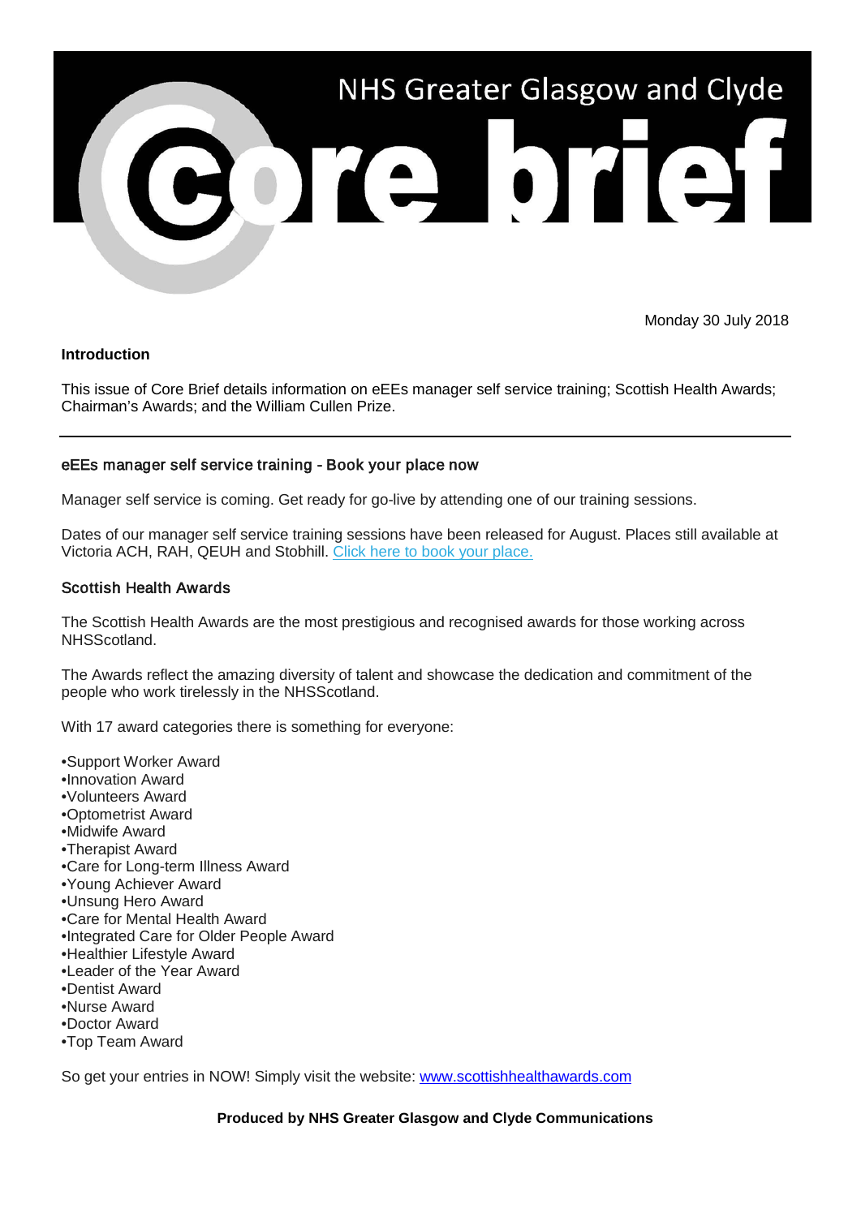# NHS Greater Glasgow and Clyde Core brief

Monday 30 July 2018

**Introduction**

This issue of Core Brief details information on eEEs manager self service training; Scottish Health Awards; Chairman's Awards; and the William Cullen Prize.

---

## eEEs manager self service training - Book your place now

Manager self service is coming. Get ready for go-live by attending one of our training sessions.

Dates of our manager self service training sessions have been released for August. Places still available at Victoria ACH, RAH, QEUH and Stobhill. Click here to book your place.

## Scottish Health Awards

The Scottish Health Awards are the most prestigious and recognised awards for those working across NHSScotland.

The Awards reflect the amazing diversity of talent and showcase the dedication and commitment of the people who work tirelessly in the NHSScotland.

With 17 award categories there is something for everyone:

- Support Worker Award
- Innovation Award
- Volunteers Award
- Optometrist Award
- Midwife Award
- Therapist Award
- Care for Long-term Illness Award
- Young Achiever Award
- Unsung Hero Award
- Care for Mental Health Award
- Integrated Care for Older People Award
- Healthier Lifestyle Award
- Leader of the Year Award
- Dentist Award
- Nurse Award
- Doctor Award
- Top Team Award

So get your entries in NOW! Simply visit the website: www.scottishhealthawards.com

**Produced by NHS Greater Glasgow and Clyde Communications**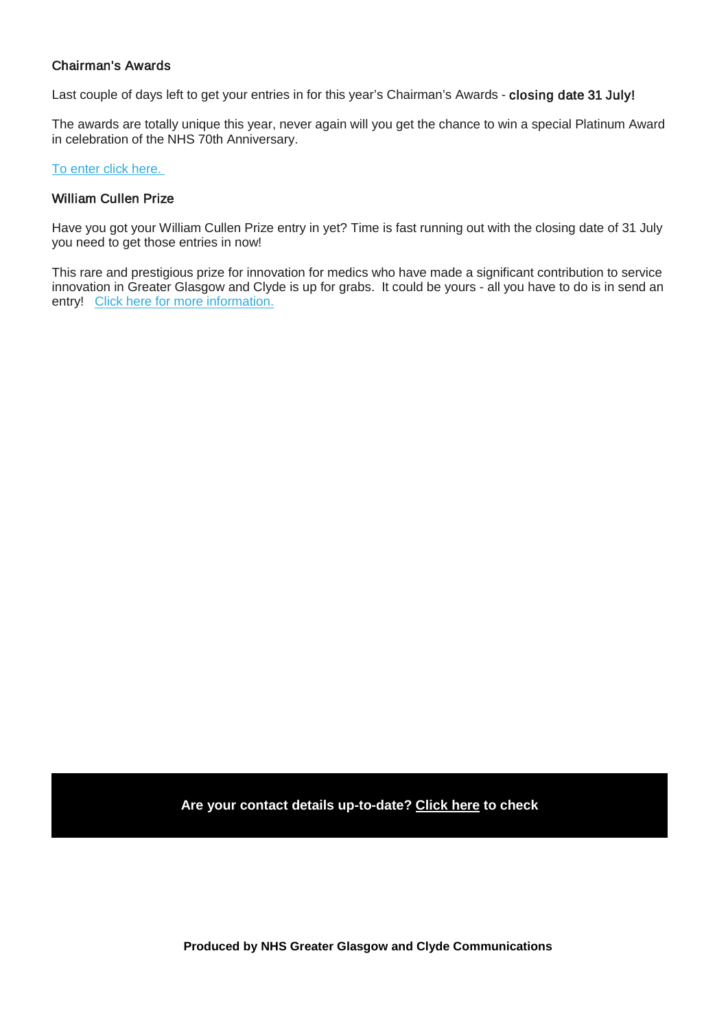### Chairman's Awards

Last couple of days left to get your entries in for this year's Chairman's Awards - **closing date 31 July!**

The awards are totally unique this year, never again will you get the chance to win a special Platinum Award in celebration of the NHS 70th Anniversary.

To enter click here.

### William Cullen Prize

Have you got your William Cullen Prize entry in yet? Time is fast running out with the closing date of 31 July you need to get those entries in now!

This rare and prestigious prize for innovation for medics who have made a significant contribution to service innovation in Greater Glasgow and Clyde is up for grabs. It could be yours - all you have to do is in send an entry! Click here for more information.

**Are your contact details up-to-date? Click here to check**

**Produced by NHS Greater Glasgow and Clyde Communications**